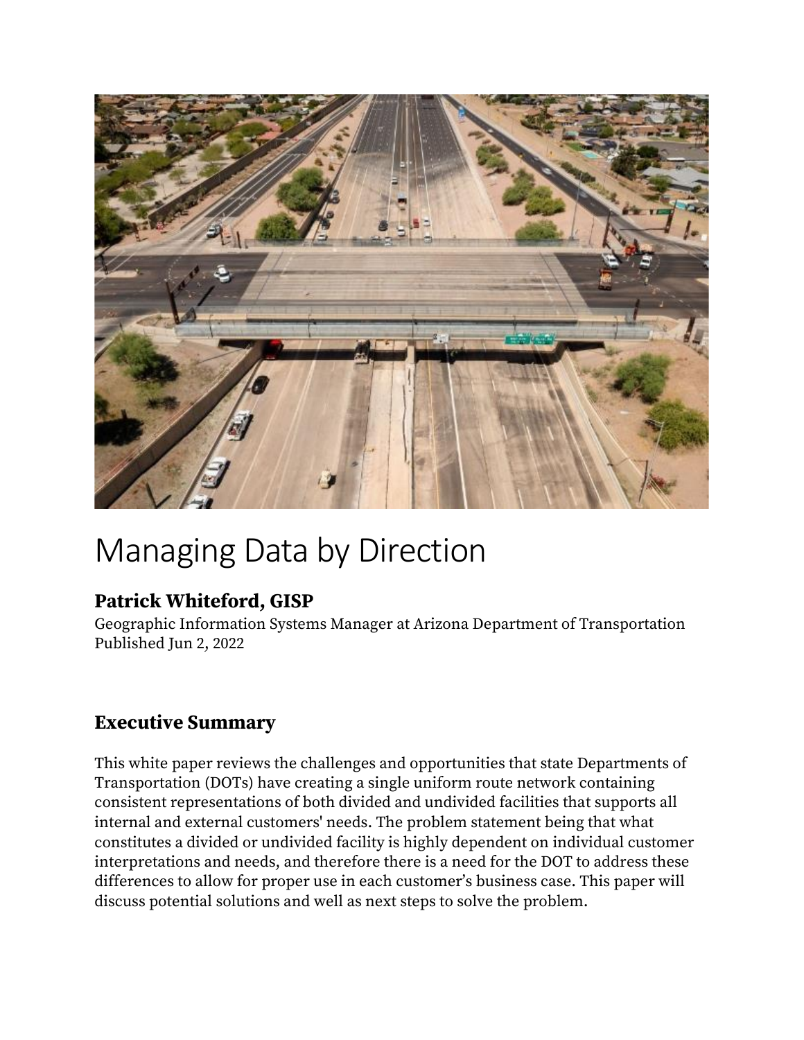# Managing Data by Direction

## Patrick Whiteford, GISP

Geographic Information Systems Manager at Arizona Department of Transportation
Published Jun 2, 2022

## Executive Summary

This white paper reviews the challenges and opportunities that state Departments of Transportation (DOTs) have creating a single uniform route network containing consistent representations of both divided and undivided facilities that supports all internal and external customers' needs. The problem statement being that what constitutes a divided or undivided facility is highly dependent on individual customer interpretations and needs, and therefore there is a need for the DOT to address these differences to allow for proper use in each customer's business case. This paper will discuss potential solutions and well as next steps to solve the problem.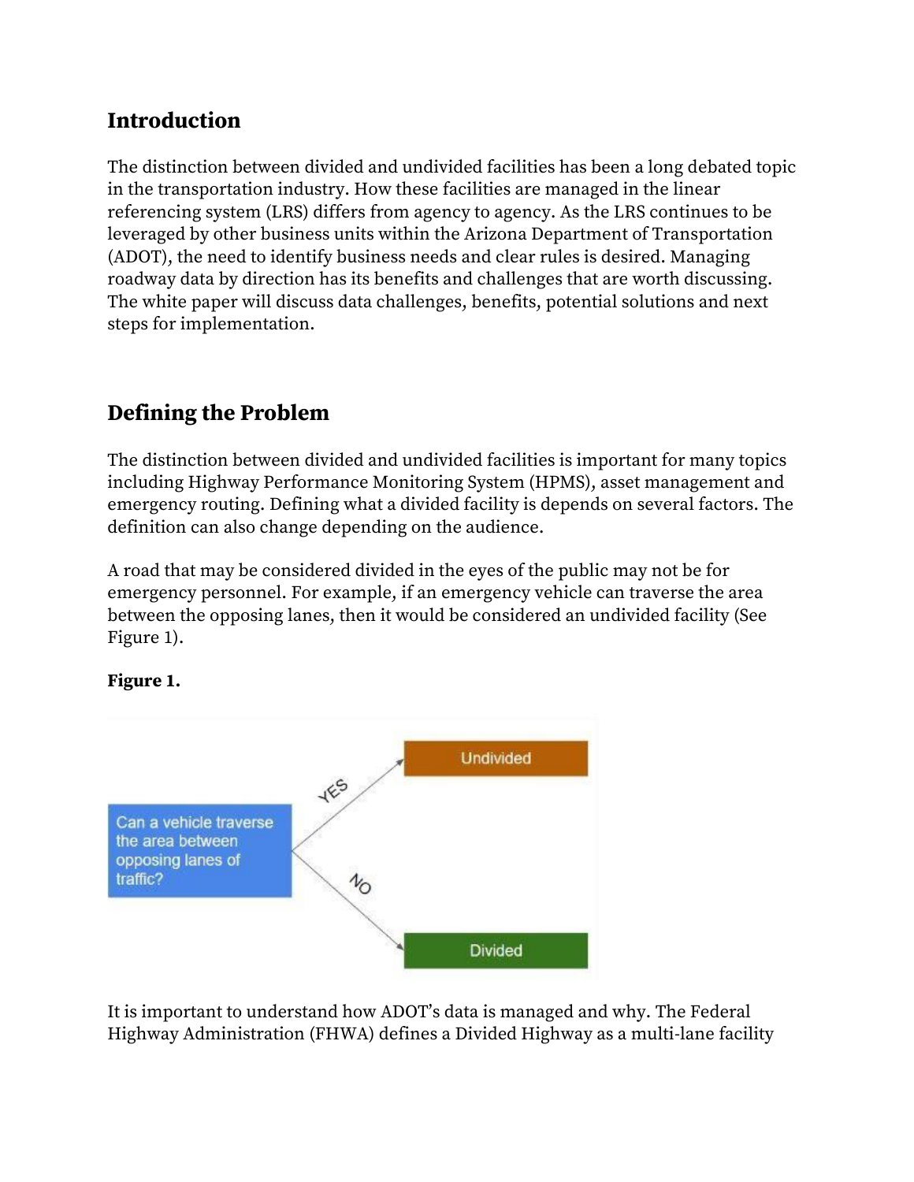## Introduction

The distinction between divided and undivided facilities has been a long debated topic in the transportation industry. How these facilities are managed in the linear referencing system (LRS) differs from agency to agency. As the LRS continues to be leveraged by other business units within the Arizona Department of Transportation (ADOT), the need to identify business needs and clear rules is desired. Managing roadway data by direction has its benefits and challenges that are worth discussing. The white paper will discuss data challenges, benefits, potential solutions and next steps for implementation.

## Defining the Problem

The distinction between divided and undivided facilities is important for many topics including Highway Performance Monitoring System (HPMS), asset management and emergency routing. Defining what a divided facility is depends on several factors. The definition can also change depending on the audience.

A road that may be considered divided in the eyes of the public may not be for emergency personnel. For example, if an emergency vehicle can traverse the area between the opposing lanes, then it would be considered an undivided facility (See Figure 1).

**Figure 1.**

Can a vehicle traverse the area between opposing lanes of traffic?

YES → Undivided

NO → Divided

It is important to understand how ADOT's data is managed and why. The Federal Highway Administration (FHWA) defines a Divided Highway as a multi-lane facility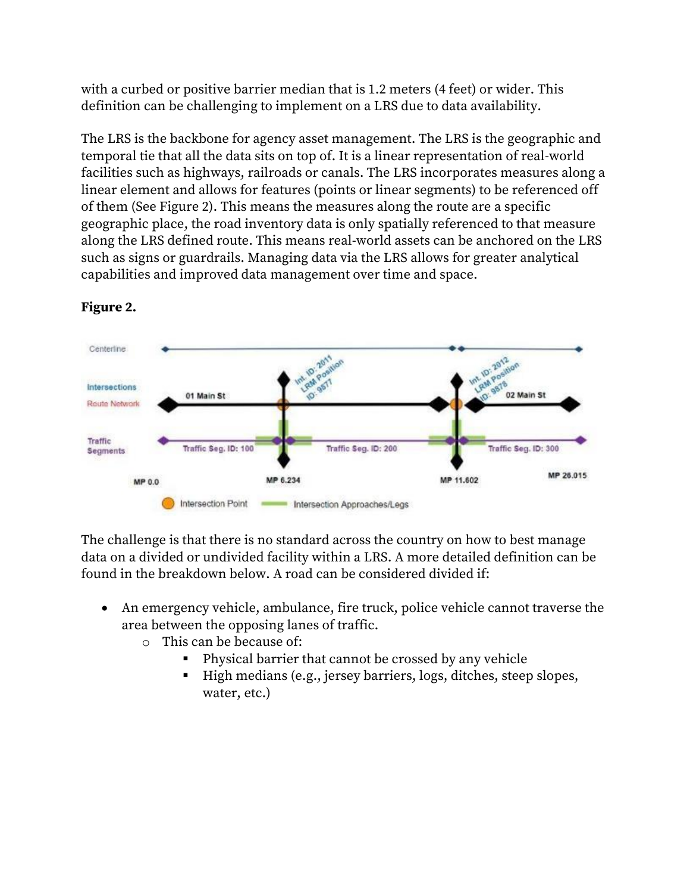with a curbed or positive barrier median that is 1.2 meters (4 feet) or wider. This definition can be challenging to implement on a LRS due to data availability.

The LRS is the backbone for agency asset management. The LRS is the geographic and temporal tie that all the data sits on top of. It is a linear representation of real-world facilities such as highways, railroads or canals. The LRS incorporates measures along a linear element and allows for features (points or linear segments) to be referenced off of them (See Figure 2). This means the measures along the route are a specific geographic place, the road inventory data is only spatially referenced to that measure along the LRS defined route. This means real-world assets can be anchored on the LRS such as signs or guardrails. Managing data via the LRS allows for greater analytical capabilities and improved data management over time and space.

**Figure 2.**

The challenge is that there is no standard across the country on how to best manage data on a divided or undivided facility within a LRS. A more detailed definition can be found in the breakdown below. A road can be considered divided if:

- An emergency vehicle, ambulance, fire truck, police vehicle cannot traverse the area between the opposing lanes of traffic.
    - This can be because of:
        - Physical barrier that cannot be crossed by any vehicle
        - High medians (e.g., jersey barriers, logs, ditches, steep slopes, water, etc.)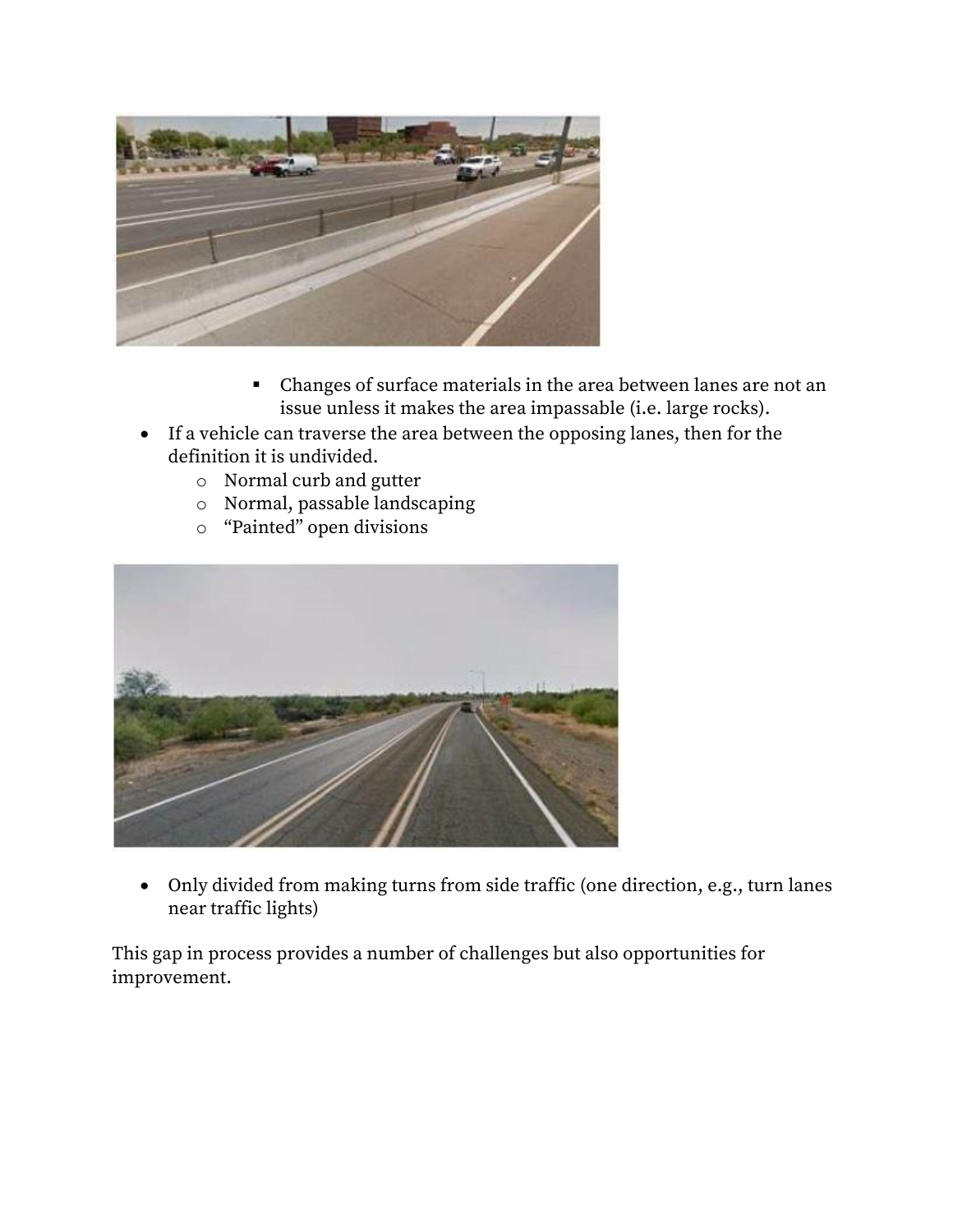- Changes of surface materials in the area between lanes are not an issue unless it makes the area impassable (i.e. large rocks).

- If a vehicle can traverse the area between the opposing lanes, then for the definition it is undivided.
  - Normal curb and gutter
  - Normal, passable landscaping
  - "Painted" open divisions

- Only divided from making turns from side traffic (one direction, e.g., turn lanes near traffic lights)

This gap in process provides a number of challenges but also opportunities for improvement.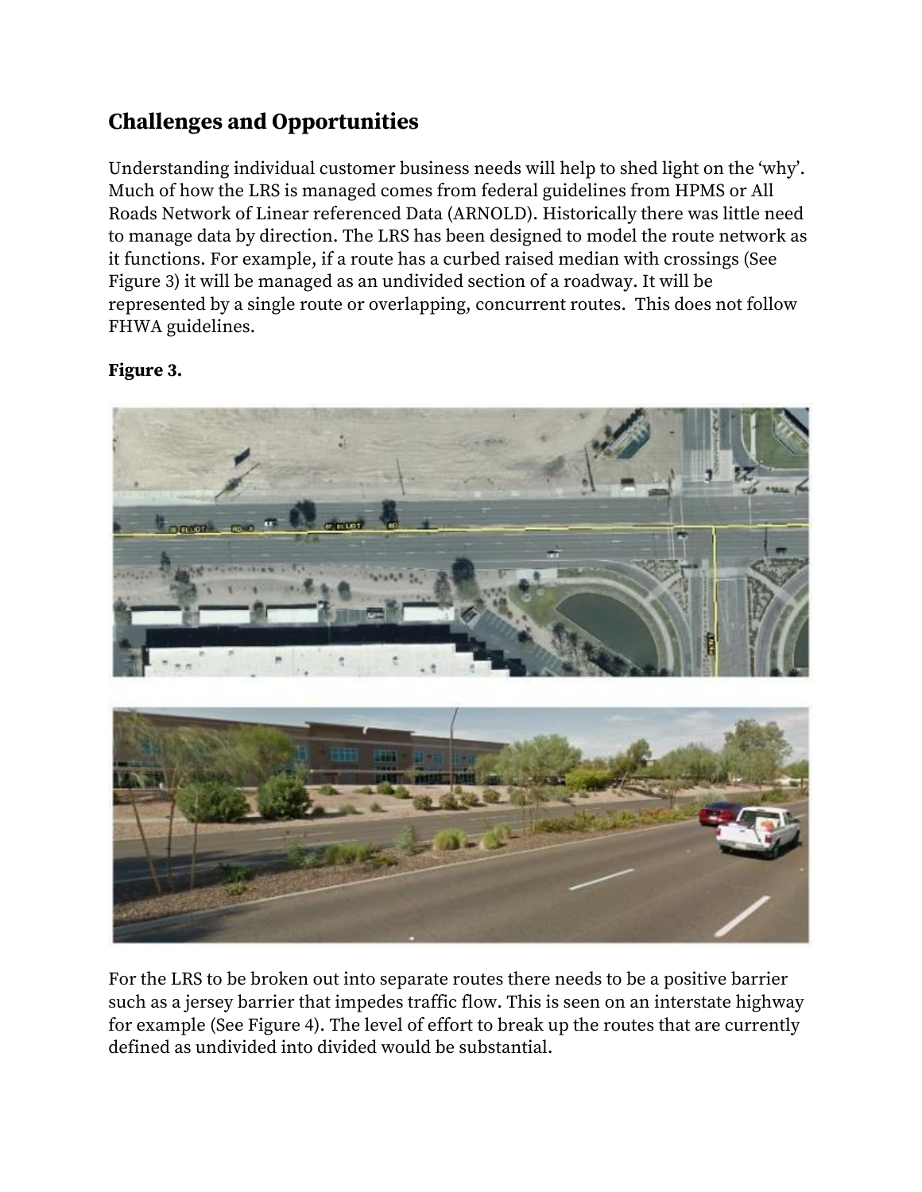## Challenges and Opportunities

Understanding individual customer business needs will help to shed light on the 'why'. Much of how the LRS is managed comes from federal guidelines from HPMS or All Roads Network of Linear referenced Data (ARNOLD). Historically there was little need to manage data by direction. The LRS has been designed to model the route network as it functions. For example, if a route has a curbed raised median with crossings (See Figure 3) it will be managed as an undivided section of a roadway. It will be represented by a single route or overlapping, concurrent routes. This does not follow FHWA guidelines.

**Figure 3.**

For the LRS to be broken out into separate routes there needs to be a positive barrier such as a jersey barrier that impedes traffic flow. This is seen on an interstate highway for example (See Figure 4). The level of effort to break up the routes that are currently defined as undivided into divided would be substantial.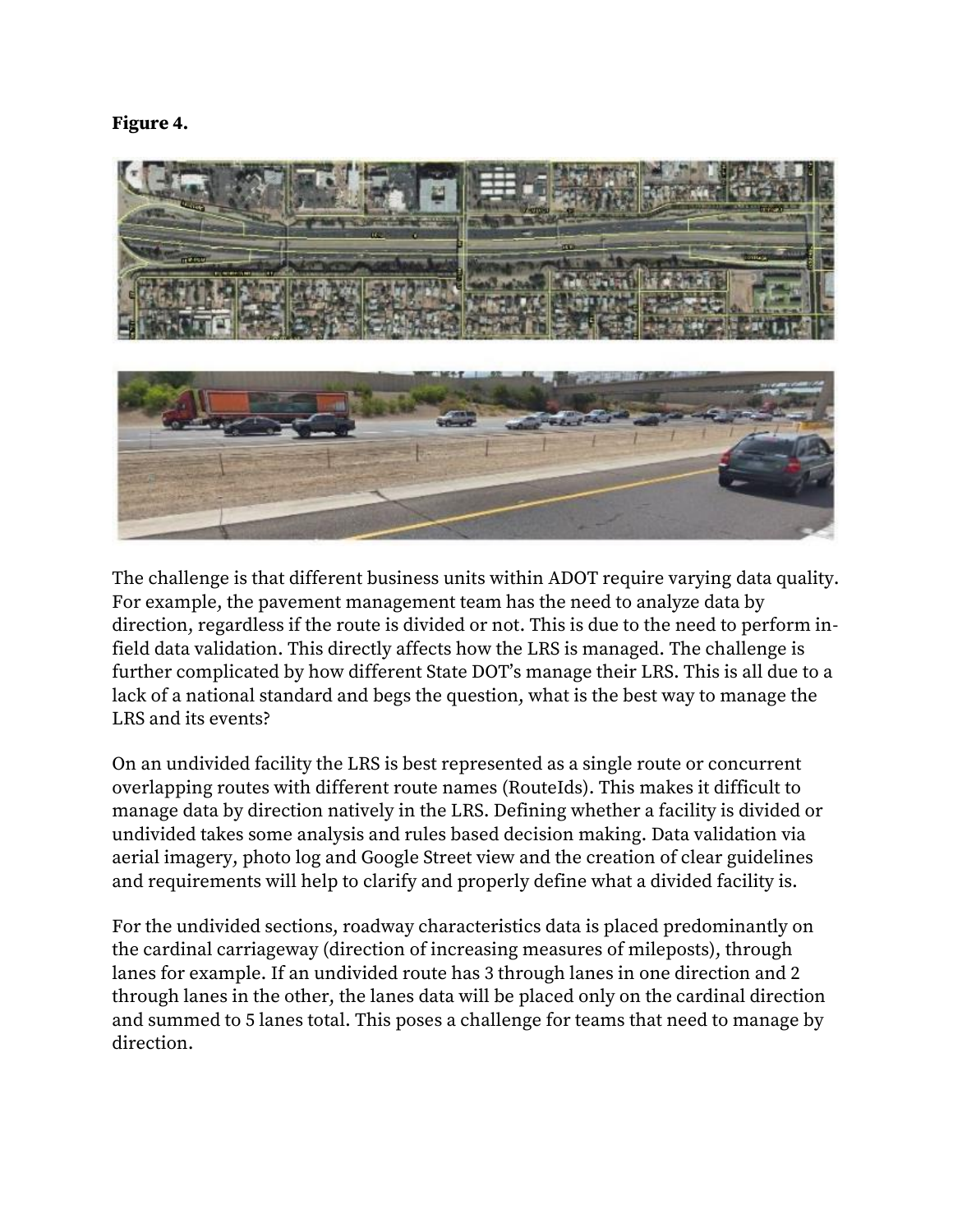**Figure 4.**

The challenge is that different business units within ADOT require varying data quality. For example, the pavement management team has the need to analyze data by direction, regardless if the route is divided or not. This is due to the need to perform in-field data validation. This directly affects how the LRS is managed. The challenge is further complicated by how different State DOT's manage their LRS. This is all due to a lack of a national standard and begs the question, what is the best way to manage the LRS and its events?

On an undivided facility the LRS is best represented as a single route or concurrent overlapping routes with different route names (RouteIds). This makes it difficult to manage data by direction natively in the LRS. Defining whether a facility is divided or undivided takes some analysis and rules based decision making. Data validation via aerial imagery, photo log and Google Street view and the creation of clear guidelines and requirements will help to clarify and properly define what a divided facility is.

For the undivided sections, roadway characteristics data is placed predominantly on the cardinal carriageway (direction of increasing measures of mileposts), through lanes for example. If an undivided route has 3 through lanes in one direction and 2 through lanes in the other, the lanes data will be placed only on the cardinal direction and summed to 5 lanes total. This poses a challenge for teams that need to manage by direction.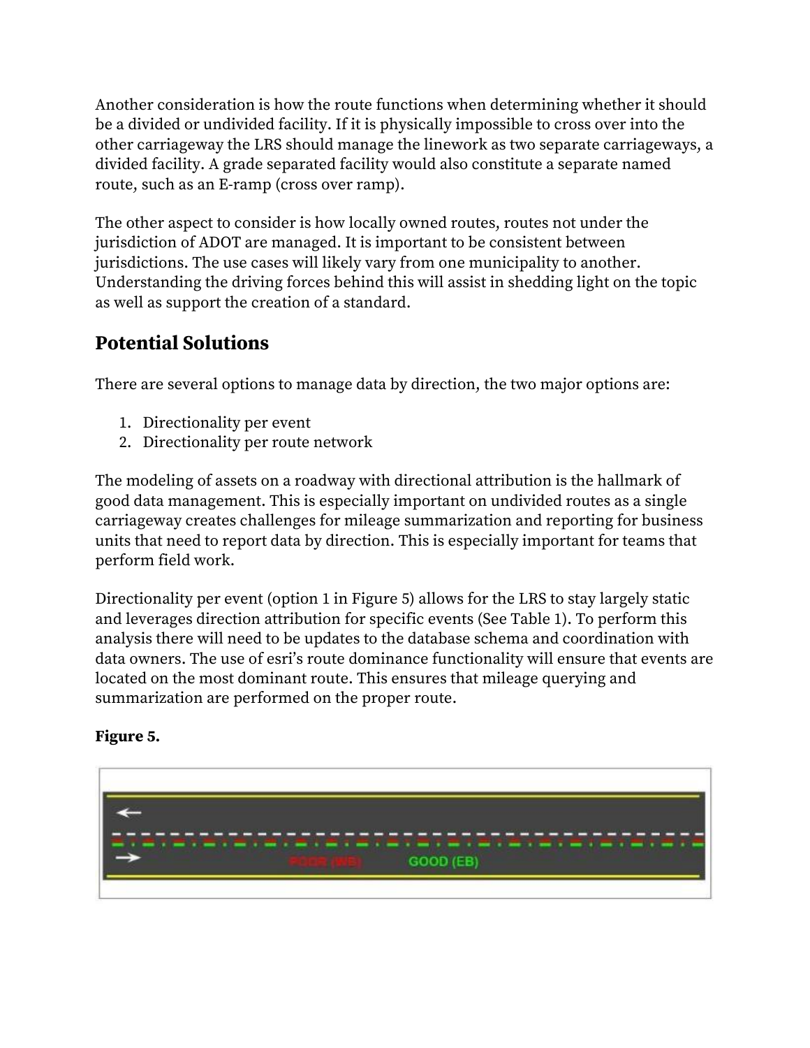Another consideration is how the route functions when determining whether it should be a divided or undivided facility. If it is physically impossible to cross over into the other carriageway the LRS should manage the linework as two separate carriageways, a divided facility. A grade separated facility would also constitute a separate named route, such as an E-ramp (cross over ramp).

The other aspect to consider is how locally owned routes, routes not under the jurisdiction of ADOT are managed. It is important to be consistent between jurisdictions. The use cases will likely vary from one municipality to another. Understanding the driving forces behind this will assist in shedding light on the topic as well as support the creation of a standard.

## Potential Solutions

There are several options to manage data by direction, the two major options are:

1. Directionality per event
2. Directionality per route network

The modeling of assets on a roadway with directional attribution is the hallmark of good data management. This is especially important on undivided routes as a single carriageway creates challenges for mileage summarization and reporting for business units that need to report data by direction. This is especially important for teams that perform field work.

Directionality per event (option 1 in Figure 5) allows for the LRS to stay largely static and leverages direction attribution for specific events (See Table 1). To perform this analysis there will need to be updates to the database schema and coordination with data owners. The use of esri's route dominance functionality will ensure that events are located on the most dominant route. This ensures that mileage querying and summarization are performed on the proper route.

**Figure 5.**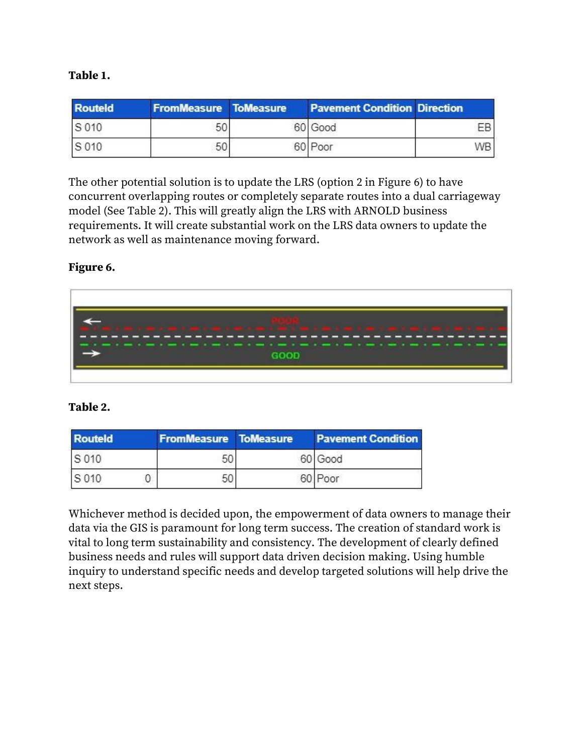**Table 1.**

| RouteId | FromMeasure | ToMeasure | Pavement Condition | Direction |
|---|---|---|---|---|
| S 010 | 50 | 60 | Good | EB |
| S 010 | 50 | 60 | Poor | WB |

The other potential solution is to update the LRS (option 2 in Figure 6) to have concurrent overlapping routes or completely separate routes into a dual carriageway model (See Table 2). This will greatly align the LRS with ARNOLD business requirements. It will create substantial work on the LRS data owners to update the network as well as maintenance moving forward.

**Figure 6.**

**Table 2.**

| RouteId | FromMeasure | ToMeasure | Pavement Condition |
|---|---|---|---|
| S 010 | 50 | 60 | Good |
| S 010 0 | 50 | 60 | Poor |

Whichever method is decided upon, the empowerment of data owners to manage their data via the GIS is paramount for long term success. The creation of standard work is vital to long term sustainability and consistency. The development of clearly defined business needs and rules will support data driven decision making. Using humble inquiry to understand specific needs and develop targeted solutions will help drive the next steps.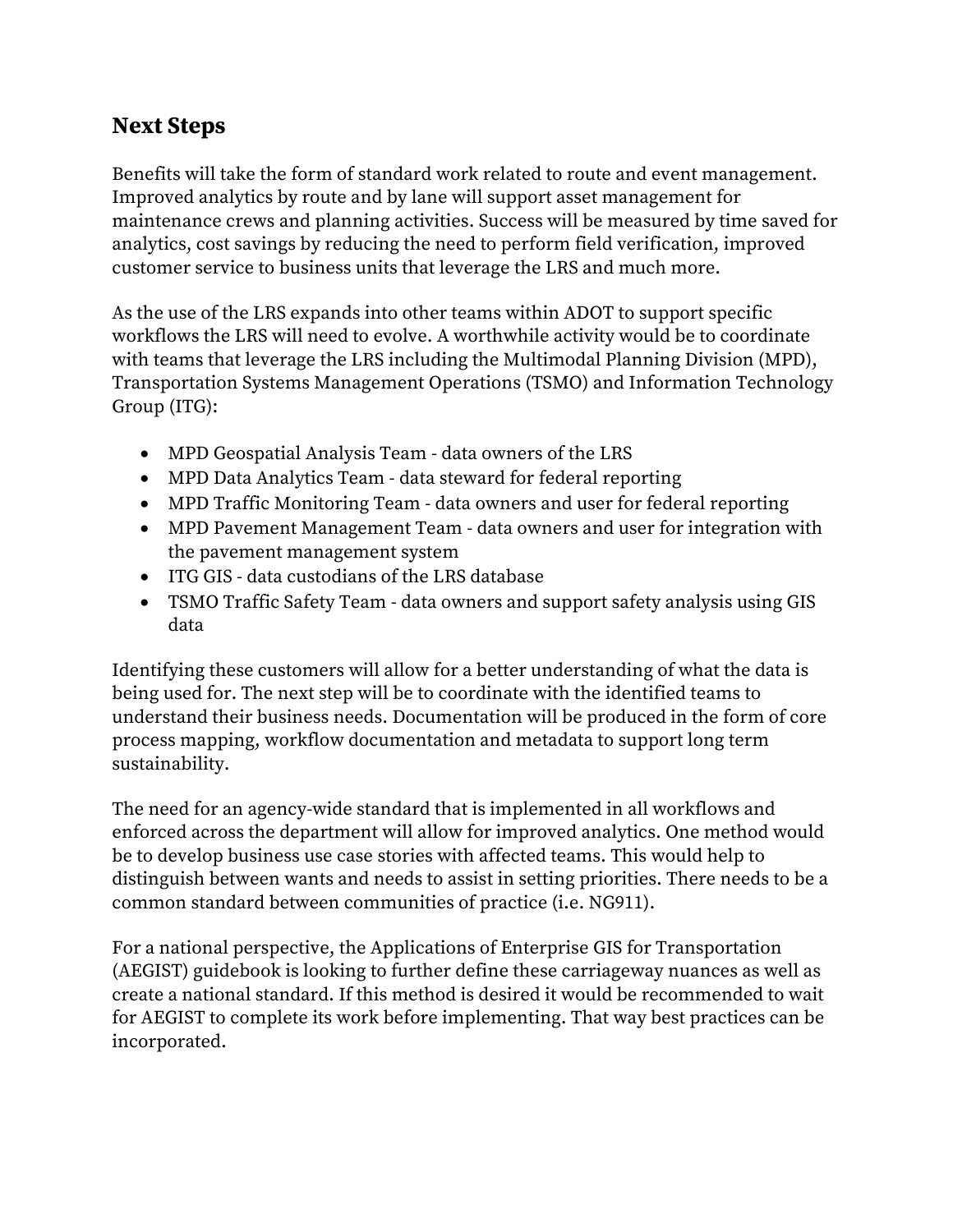## Next Steps

Benefits will take the form of standard work related to route and event management. Improved analytics by route and by lane will support asset management for maintenance crews and planning activities. Success will be measured by time saved for analytics, cost savings by reducing the need to perform field verification, improved customer service to business units that leverage the LRS and much more.

As the use of the LRS expands into other teams within ADOT to support specific workflows the LRS will need to evolve. A worthwhile activity would be to coordinate with teams that leverage the LRS including the Multimodal Planning Division (MPD), Transportation Systems Management Operations (TSMO) and Information Technology Group (ITG):

- MPD Geospatial Analysis Team - data owners of the LRS
- MPD Data Analytics Team - data steward for federal reporting
- MPD Traffic Monitoring Team - data owners and user for federal reporting
- MPD Pavement Management Team - data owners and user for integration with the pavement management system
- ITG GIS - data custodians of the LRS database
- TSMO Traffic Safety Team - data owners and support safety analysis using GIS data

Identifying these customers will allow for a better understanding of what the data is being used for. The next step will be to coordinate with the identified teams to understand their business needs. Documentation will be produced in the form of core process mapping, workflow documentation and metadata to support long term sustainability.

The need for an agency-wide standard that is implemented in all workflows and enforced across the department will allow for improved analytics. One method would be to develop business use case stories with affected teams. This would help to distinguish between wants and needs to assist in setting priorities. There needs to be a common standard between communities of practice (i.e. NG911).

For a national perspective, the Applications of Enterprise GIS for Transportation (AEGIST) guidebook is looking to further define these carriageway nuances as well as create a national standard. If this method is desired it would be recommended to wait for AEGIST to complete its work before implementing. That way best practices can be incorporated.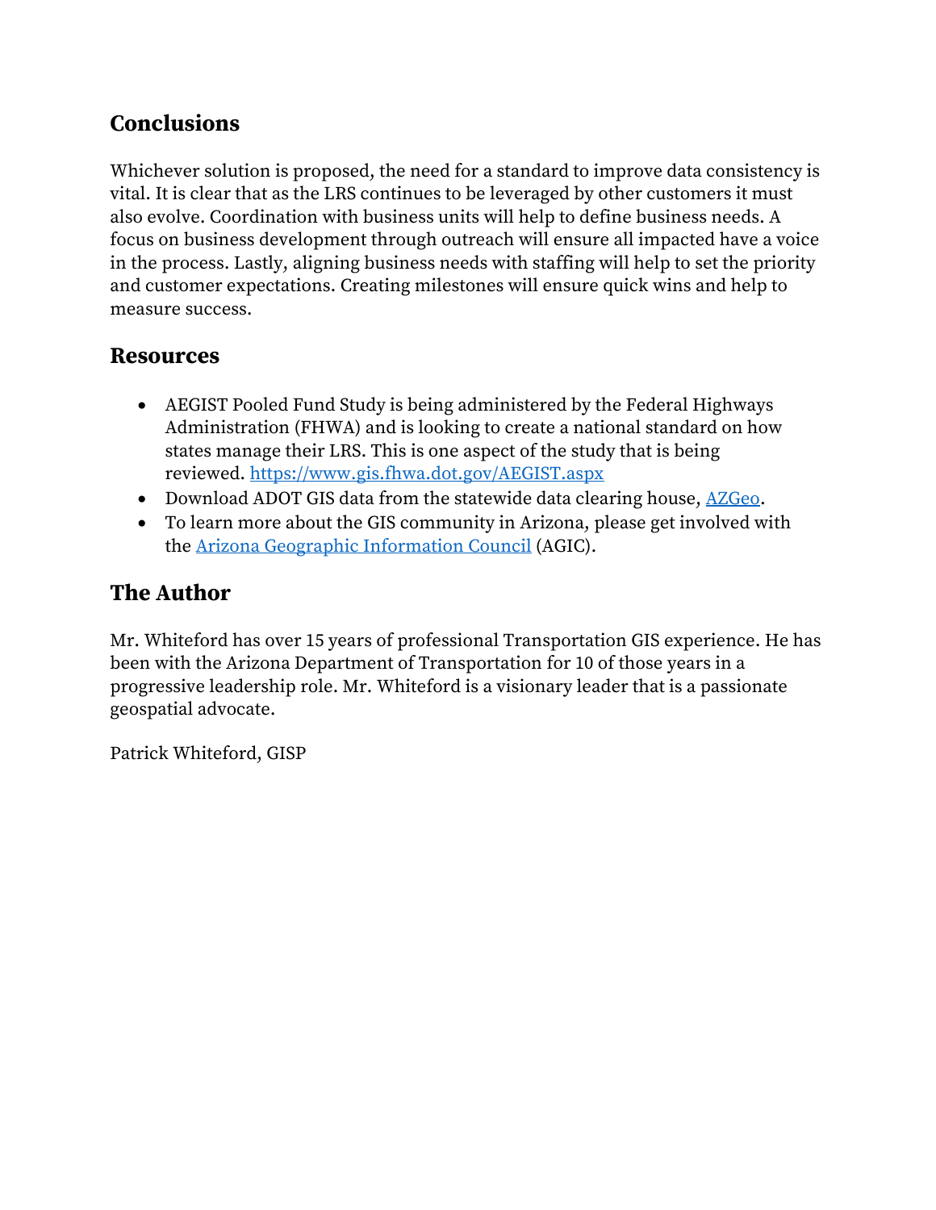## Conclusions

Whichever solution is proposed, the need for a standard to improve data consistency is vital. It is clear that as the LRS continues to be leveraged by other customers it must also evolve. Coordination with business units will help to define business needs. A focus on business development through outreach will ensure all impacted have a voice in the process. Lastly, aligning business needs with staffing will help to set the priority and customer expectations. Creating milestones will ensure quick wins and help to measure success.

## Resources

- AEGIST Pooled Fund Study is being administered by the Federal Highways Administration (FHWA) and is looking to create a national standard on how states manage their LRS. This is one aspect of the study that is being reviewed. https://www.gis.fhwa.dot.gov/AEGIST.aspx
- Download ADOT GIS data from the statewide data clearing house, AZGeo.
- To learn more about the GIS community in Arizona, please get involved with the Arizona Geographic Information Council (AGIC).

## The Author

Mr. Whiteford has over 15 years of professional Transportation GIS experience. He has been with the Arizona Department of Transportation for 10 of those years in a progressive leadership role. Mr. Whiteford is a visionary leader that is a passionate geospatial advocate.

Patrick Whiteford, GISP